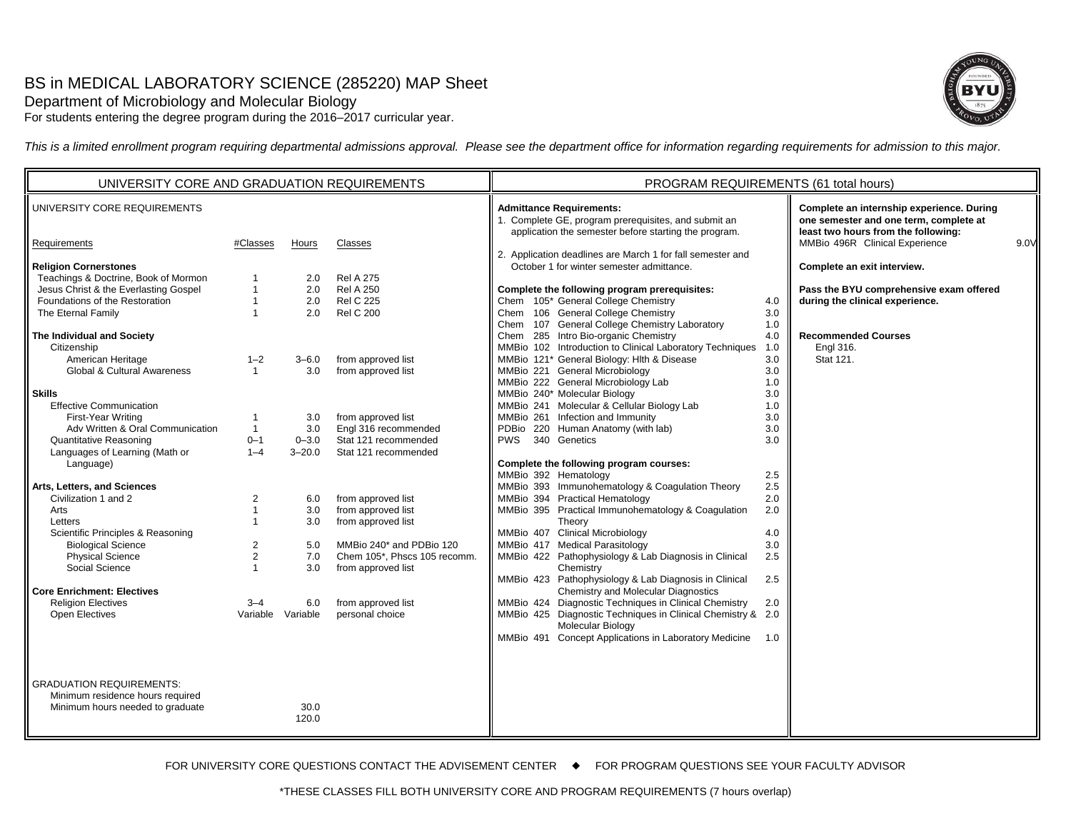# BS in MEDICAL LABORATORY SCIENCE (285220) MAP Sheet

## Department of Microbiology and Molecular Biology

For students entering the degree program during the 2016–2017 curricular year.

*This is a limited enrollment program requiring departmental admissions approval. Please see the department office for information regarding requirements for admission to this major.*

## UNIVERSITY CORE AND GRADUATION REQUIREMENTS

### UNIVERSITY CORE REQUIREMENTS

| Requirements | #Classes | Hours | Classes |
|---|---|---|---|
| **Religion Cornerstones** | | | |
| Teachings & Doctrine, Book of Mormon | 1 | 2.0 | Rel A 275 |
| Jesus Christ & the Everlasting Gospel | 1 | 2.0 | Rel A 250 |
| Foundations of the Restoration | 1 | 2.0 | Rel C 225 |
| The Eternal Family | 1 | 2.0 | Rel C 200 |
| **The Individual and Society** | | | |
| Citizenship | | | |
| American Heritage | 1–2 | 3–6.0 | from approved list |
| Global & Cultural Awareness | 1 | 3.0 | from approved list |
| **Skills** | | | |
| Effective Communication | | | |
| First-Year Writing | 1 | 3.0 | from approved list |
| Adv Written & Oral Communication | 1 | 3.0 | Engl 316 recommended |
| Quantitative Reasoning | 0–1 | 0–3.0 | Stat 121 recommended |
| Languages of Learning (Math or Language) | 1–4 | 3–20.0 | Stat 121 recommended |
| **Arts, Letters, and Sciences** | | | |
| Civilization 1 and 2 | 2 | 6.0 | from approved list |
| Arts | 1 | 3.0 | from approved list |
| Letters | 1 | 3.0 | from approved list |
| Scientific Principles & Reasoning | | | |
| Biological Science | 2 | 5.0 | MMBio 240* and PDBio 120 |
| Physical Science | 2 | 7.0 | Chem 105*, Phscs 105 recomm. |
| Social Science | 1 | 3.0 | from approved list |
| **Core Enrichment: Electives** | | | |
| Religion Electives | 3–4 | 6.0 | from approved list |
| Open Electives | Variable | Variable | personal choice |

### GRADUATION REQUIREMENTS:

| Requirement | Hours |
|---|---|
| Minimum residence hours required | 30.0 |
| Minimum hours needed to graduate | 120.0 |

## PROGRAM REQUIREMENTS (61 total hours)

**Admittance Requirements:**

1. Complete GE, program prerequisites, and submit an application the semester before starting the program.
2. Application deadlines are March 1 for fall semester and October 1 for winter semester admittance.

**Complete the following program prerequisites:**

| Course | Title | Hours |
|---|---|---|
| Chem 105* | General College Chemistry | 4.0 |
| Chem 106 | General College Chemistry | 3.0 |
| Chem 107 | General College Chemistry Laboratory | 1.0 |
| Chem 285 | Intro Bio-organic Chemistry | 4.0 |
| MMBio 102 | Introduction to Clinical Laboratory Techniques | 1.0 |
| MMBio 121* | General Biology: Hlth & Disease | 3.0 |
| MMBio 221 | General Microbiology | 3.0 |
| MMBio 222 | General Microbiology Lab | 1.0 |
| MMBio 240* | Molecular Biology | 3.0 |
| MMBio 241 | Molecular & Cellular Biology Lab | 1.0 |
| MMBio 261 | Infection and Immunity | 3.0 |
| PDBio 220 | Human Anatomy (with lab) | 3.0 |
| PWS 340 | Genetics | 3.0 |

**Complete the following program courses:**

| Course | Title | Hours |
|---|---|---|
| MMBio 392 | Hematology | 2.5 |
| MMBio 393 | Immunohematology & Coagulation Theory | 2.5 |
| MMBio 394 | Practical Hematology | 2.0 |
| MMBio 395 | Practical Immunohematology & Coagulation Theory | 2.0 |
| MMBio 407 | Clinical Microbiology | 4.0 |
| MMBio 417 | Medical Parasitology | 3.0 |
| MMBio 422 | Pathophysiology & Lab Diagnosis in Clinical Chemistry | 2.5 |
| MMBio 423 | Pathophysiology & Lab Diagnosis in Clinical Chemistry and Molecular Diagnostics | 2.5 |
| MMBio 424 | Diagnostic Techniques in Clinical Chemistry | 2.0 |
| MMBio 425 | Diagnostic Techniques in Clinical Chemistry & Molecular Biology | 2.0 |
| MMBio 491 | Concept Applications in Laboratory Medicine | 1.0 |

**Complete an internship experience. During one semester and one term, complete at least two hours from the following:**

| Course | Title | Hours |
|---|---|---|
| MMBio 496R | Clinical Experience | 9.0V |

**Complete an exit interview.**

**Pass the BYU comprehensive exam offered during the clinical experience.**

**Recommended Courses**

- Engl 316.
- Stat 121.

FOR UNIVERSITY CORE QUESTIONS CONTACT THE ADVISEMENT CENTER ◆ FOR PROGRAM QUESTIONS SEE YOUR FACULTY ADVISOR

*THESE CLASSES FILL BOTH UNIVERSITY CORE AND PROGRAM REQUIREMENTS (7 hours overlap)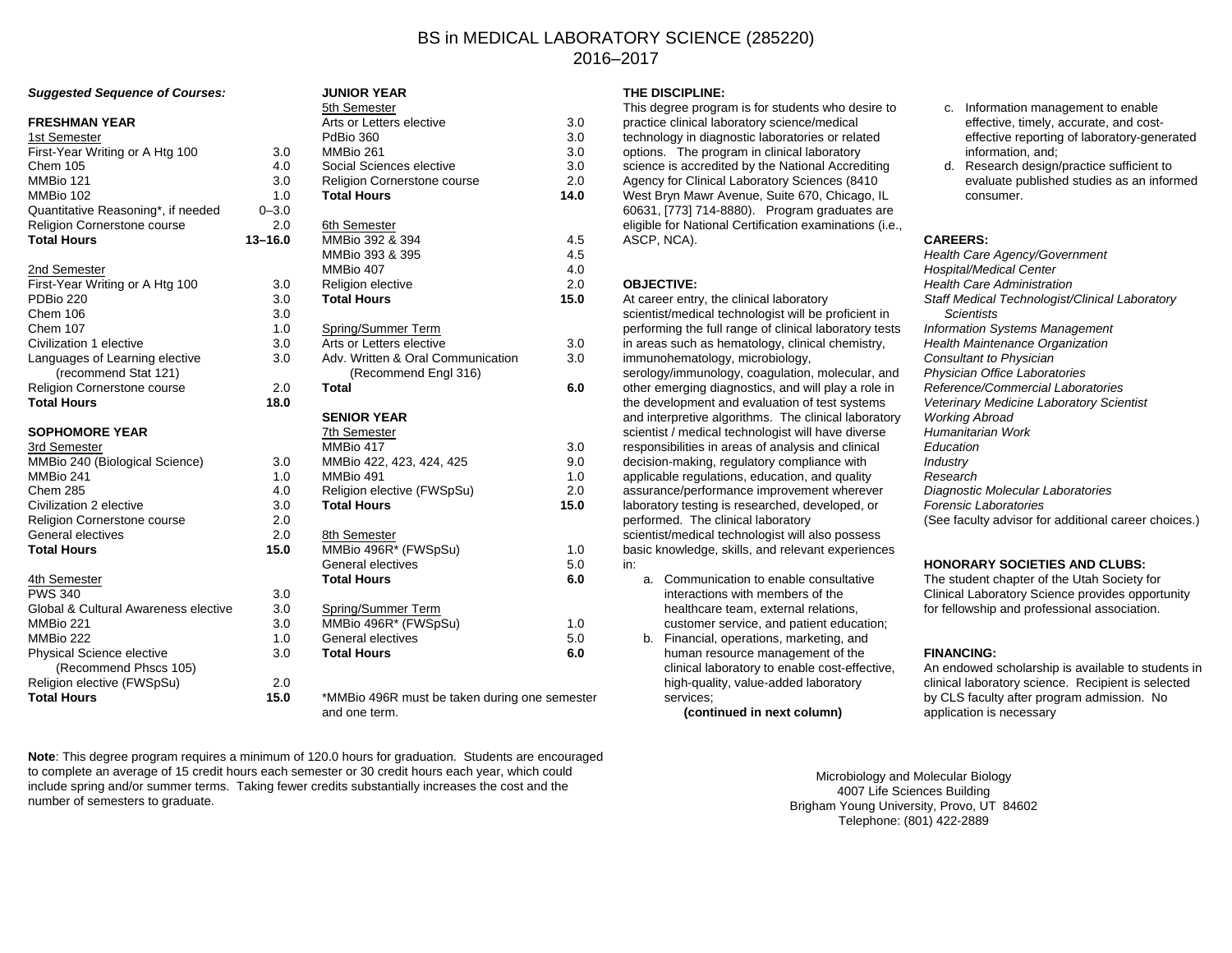# BS in MEDICAL LABORATORY SCIENCE (285220)
## 2016–2017

***Suggested Sequence of Courses:***

### FRESHMAN YEAR

| 1st Semester | |
|---|---|
| First-Year Writing or A Htg 100 | 3.0 |
| Chem 105 | 4.0 |
| MMBio 121 | 3.0 |
| MMBio 102 | 1.0 |
| Quantitative Reasoning*, if needed | 0–3.0 |
| Religion Cornerstone course | 2.0 |
| **Total Hours** | **13–16.0** |

| 2nd Semester | |
|---|---|
| First-Year Writing or A Htg 100 | 3.0 |
| PDBio 220 | 3.0 |
| Chem 106 | 3.0 |
| Chem 107 | 1.0 |
| Civilization 1 elective | 3.0 |
| Languages of Learning elective (recommend Stat 121) | 3.0 |
| Religion Cornerstone course | 2.0 |
| **Total Hours** | **18.0** |

### SOPHOMORE YEAR

| 3rd Semester | |
|---|---|
| MMBio 240 (Biological Science) | 3.0 |
| MMBio 241 | 1.0 |
| Chem 285 | 4.0 |
| Civilization 2 elective | 3.0 |
| Religion Cornerstone course | 2.0 |
| General electives | 2.0 |
| **Total Hours** | **15.0** |

| 4th Semester | |
|---|---|
| PWS 340 | 3.0 |
| Global & Cultural Awareness elective | 3.0 |
| MMBio 221 | 3.0 |
| MMBio 222 | 1.0 |
| Physical Science elective (Recommend Phscs 105) | 3.0 |
| Religion elective (FWSpSu) | 2.0 |
| **Total Hours** | **15.0** |

### JUNIOR YEAR

| 5th Semester | |
|---|---|
| Arts or Letters elective | 3.0 |
| PdBio 360 | 3.0 |
| MMBio 261 | 3.0 |
| Social Sciences elective | 3.0 |
| Religion Cornerstone course | 2.0 |
| **Total Hours** | **14.0** |

| 6th Semester | |
|---|---|
| MMBio 392 & 394 | 4.5 |
| MMBio 393 & 395 | 4.5 |
| MMBio 407 | 4.0 |
| Religion elective | 2.0 |
| **Total Hours** | **15.0** |

| Spring/Summer Term | |
|---|---|
| Arts or Letters elective | 3.0 |
| Adv. Written & Oral Communication (Recommend Engl 316) | 3.0 |
| **Total** | **6.0** |

### SENIOR YEAR

| 7th Semester | |
|---|---|
| MMBio 417 | 3.0 |
| MMBio 422, 423, 424, 425 | 9.0 |
| MMBio 491 | 1.0 |
| Religion elective (FWSpSu) | 2.0 |
| **Total Hours** | **15.0** |

| 8th Semester | |
|---|---|
| MMBio 496R* (FWSpSu) | 1.0 |
| General electives | 5.0 |
| **Total Hours** | **6.0** |

| Spring/Summer Term | |
|---|---|
| MMBio 496R* (FWSpSu) | 1.0 |
| General electives | 5.0 |
| **Total Hours** | **6.0** |

*MMBio 496R must be taken during one semester and one term.

**Note**: This degree program requires a minimum of 120.0 hours for graduation. Students are encouraged to complete an average of 15 credit hours each semester or 30 credit hours each year, which could include spring and/or summer terms. Taking fewer credits substantially increases the cost and the number of semesters to graduate.

### THE DISCIPLINE:

This degree program is for students who desire to practice clinical laboratory science/medical technology in diagnostic laboratories or related options. The program in clinical laboratory science is accredited by the National Accrediting Agency for Clinical Laboratory Sciences (8410 West Bryn Mawr Avenue, Suite 670, Chicago, IL 60631, [773] 714-8880). Program graduates are eligible for National Certification examinations (i.e., ASCP, NCA).

### OBJECTIVE:

At career entry, the clinical laboratory scientist/medical technologist will be proficient in performing the full range of clinical laboratory tests in areas such as hematology, clinical chemistry, immunohematology, microbiology, serology/immunology, coagulation, molecular, and other emerging diagnostics, and will play a role in the development and evaluation of test systems and interpretive algorithms. The clinical laboratory scientist / medical technologist will have diverse responsibilities in areas of analysis and clinical decision-making, regulatory compliance with applicable regulations, education, and quality assurance/performance improvement wherever laboratory testing is researched, developed, or performed. The clinical laboratory scientist/medical technologist will also possess basic knowledge, skills, and relevant experiences in:

a. Communication to enable consultative interactions with members of the healthcare team, external relations, customer service, and patient education;
b. Financial, operations, marketing, and human resource management of the clinical laboratory to enable cost-effective, high-quality, value-added laboratory services;
c. Information management to enable effective, timely, accurate, and cost-effective reporting of laboratory-generated information, and;
d. Research design/practice sufficient to evaluate published studies as an informed consumer.

### CAREERS:

*Health Care Agency/Government*
*Hospital/Medical Center*
*Health Care Administration*
*Staff Medical Technologist/Clinical Laboratory Scientists*
*Information Systems Management*
*Health Maintenance Organization*
*Consultant to Physician*
*Physician Office Laboratories*
*Reference/Commercial Laboratories*
*Veterinary Medicine Laboratory Scientist*
*Working Abroad*
*Humanitarian Work*
*Education*
*Industry*
*Research*
*Diagnostic Molecular Laboratories*
*Forensic Laboratories*
(See faculty advisor for additional career choices.)

### HONORARY SOCIETIES AND CLUBS:

The student chapter of the Utah Society for Clinical Laboratory Science provides opportunity for fellowship and professional association.

### FINANCING:

An endowed scholarship is available to students in clinical laboratory science. Recipient is selected by CLS faculty after program admission. No application is necessary

Microbiology and Molecular Biology
4007 Life Sciences Building
Brigham Young University, Provo, UT 84602
Telephone: (801) 422-2889